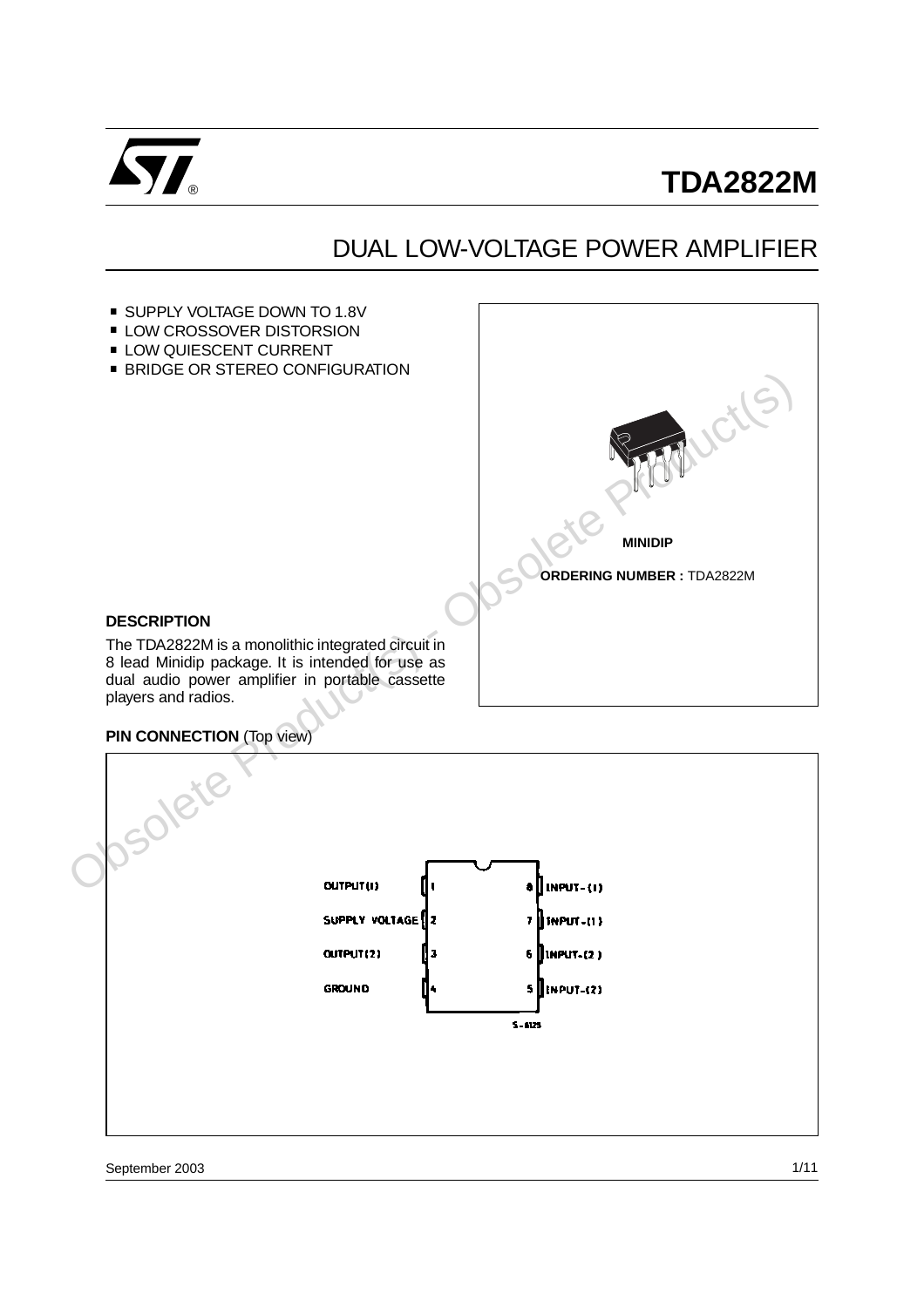# TDA2822M

## DUAL LOW-VOLTAGE POWER AMPLIFIER

- SUPPLY VOLTAGE DOWN TO 1.8V
- LOW CROSSOVER DISTORSION
- LOW QUIESCENT CURRENT
- BRIDGE OR STEREO CONFIGURATION

**MINIDIP**

**ORDERING NUMBER :** TDA2822M

### DESCRIPTION

The TDA2822M is a monolithic integrated circuit in 8 lead Minidip package. It is intended for use as dual audio power amplifier in portable cassette players and radios.

### PIN CONNECTION (Top view)

| Pin | Function | Pin | Function |
|---|---|---|---|
| 1 | OUTPUT(1) | 8 | INPUT+(1) |
| 2 | SUPPLY VOLTAGE | 7 | INPUT-(1) |
| 3 | OUTPUT(2) | 6 | INPUT-(2) |
| 4 | GROUND | 5 | INPUT+(2) |

S-6125

September 2003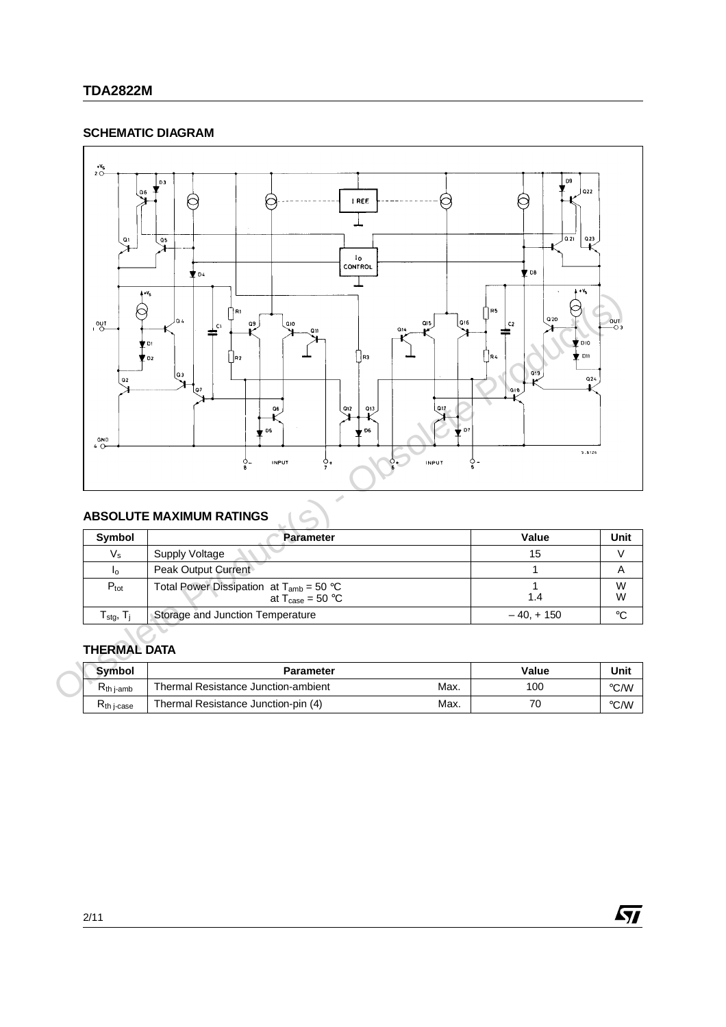## SCHEMATIC DIAGRAM

## ABSOLUTE MAXIMUM RATINGS

| Symbol | Parameter | Value | Unit |
|---|---|---|---|
| $V_s$ | Supply Voltage | 15 | V |
| $I_o$ | Peak Output Current | 1 | A |
| $P_{tot}$ | Total Power Dissipation at $T_{amb}$ = 50 °C<br>at $T_{case}$ = 50 °C | 1<br>1.4 | W<br>W |
| $T_{stg}$, $T_j$ | Storage and Junction Temperature | – 40, + 150 | °C |

## THERMAL DATA

| Symbol | Parameter | | Value | Unit |
|---|---|---|---|---|
| $R_{th\ j-amb}$ | Thermal Resistance Junction-ambient | Max. | 100 | °C/W |
| $R_{th\ j-case}$ | Thermal Resistance Junction-pin (4) | Max. | 70 | °C/W |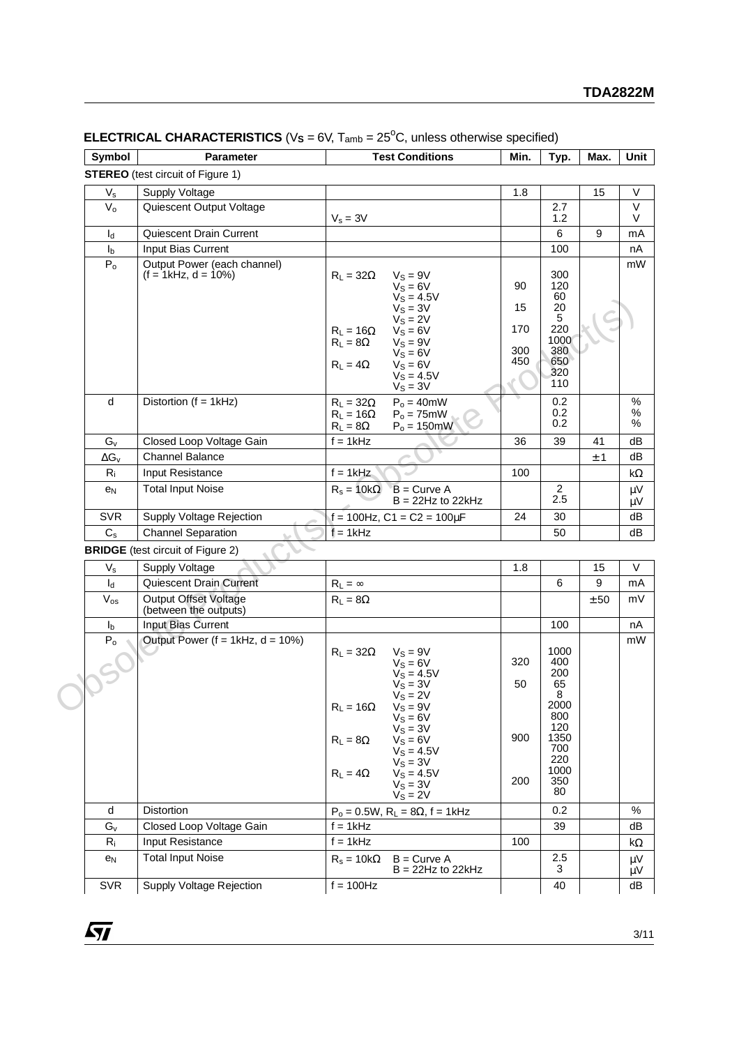## ELECTRICAL CHARACTERISTICS ($V_S$ = 6V, $T_{amb}$ = 25°C, unless otherwise specified)

| Symbol | Parameter | Test Conditions | Min. | Typ. | Max. | Unit |
|---|---|---|---|---|---|---|
| **STEREO** (test circuit of Figure 1) | | | | | | |
| $V_s$ | Supply Voltage | | 1.8 | | 15 | V |
| $V_o$ | Quiescent Output Voltage | | | 2.7 | | V |
| | | $V_s$ = 3V | | 1.2 | | V |
| $I_d$ | Quiescent Drain Current | | | 6 | 9 | mA |
| $I_b$ | Input Bias Current | | | 100 | | nA |
| $P_o$ | Output Power (each channel) (f = 1kHz, d = 10%) | $R_L$ = 32Ω, $V_S$ = 9V | | 300 | | mW |
| | | $R_L$ = 32Ω, $V_S$ = 6V | 90 | 120 | | mW |
| | | $R_L$ = 32Ω, $V_S$ = 4.5V | | 60 | | mW |
| | | $R_L$ = 32Ω, $V_S$ = 3V | 15 | 20 | | mW |
| | | $R_L$ = 32Ω, $V_S$ = 2V | | 5 | | mW |
| | | $R_L$ = 16Ω, $V_S$ = 6V | 170 | 220 | | mW |
| | | $R_L$ = 8Ω, $V_S$ = 9V | | 1000 | | mW |
| | | $R_L$ = 8Ω, $V_S$ = 6V | 300 | 380 | | mW |
| | | $R_L$ = 4Ω, $V_S$ = 6V | 450 | 650 | | mW |
| | | $R_L$ = 4Ω, $V_S$ = 4.5V | | 320 | | mW |
| | | $R_L$ = 4Ω, $V_S$ = 3V | | 110 | | mW |
| d | Distortion (f = 1kHz) | $R_L$ = 32Ω, $P_o$ = 40mW | | 0.2 | | % |
| | | $R_L$ = 16Ω, $P_o$ = 75mW | | 0.2 | | % |
| | | $R_L$ = 8Ω, $P_o$ = 150mW | | 0.2 | | % |
| $G_v$ | Closed Loop Voltage Gain | f = 1kHz | 36 | 39 | 41 | dB |
| $\Delta G_v$ | Channel Balance | | | | ±1 | dB |
| $R_i$ | Input Resistance | f = 1kHz | 100 | | | kΩ |
| $e_N$ | Total Input Noise | $R_s$ = 10kΩ, B = Curve A | | 2 | | μV |
| | | $R_s$ = 10kΩ, B = 22Hz to 22kHz | | 2.5 | | μV |
| SVR | Supply Voltage Rejection | f = 100Hz, C1 = C2 = 100μF | 24 | 30 | | dB |
| $C_s$ | Channel Separation | f = 1kHz | | 50 | | dB |
| **BRIDGE** (test circuit of Figure 2) | | | | | | |
| $V_s$ | Supply Voltage | | 1.8 | | 15 | V |
| $I_d$ | Quiescent Drain Current | $R_L$ = ∞ | | 6 | 9 | mA |
| $V_{os}$ | Output Offset Voltage (between the outputs) | $R_L$ = 8Ω | | | ±50 | mV |
| $I_b$ | Input Bias Current | | | 100 | | nA |
| $P_o$ | Output Power (f = 1kHz, d = 10%) | $R_L$ = 32Ω, $V_S$ = 9V | | 1000 | | mW |
| | | $R_L$ = 32Ω, $V_S$ = 6V | 320 | 400 | | mW |
| | | $R_L$ = 32Ω, $V_S$ = 4.5V | | 200 | | mW |
| | | $R_L$ = 32Ω, $V_S$ = 3V | 50 | 65 | | mW |
| | | $R_L$ = 32Ω, $V_S$ = 2V | | 8 | | mW |
| | | $R_L$ = 16Ω, $V_S$ = 9V | | 2000 | | mW |
| | | $R_L$ = 16Ω, $V_S$ = 6V | | 800 | | mW |
| | | $R_L$ = 16Ω, $V_S$ = 3V | | 120 | | mW |
| | | $R_L$ = 8Ω, $V_S$ = 6V | 900 | 1350 | | mW |
| | | $R_L$ = 8Ω, $V_S$ = 4.5V | | 700 | | mW |
| | | $R_L$ = 8Ω, $V_S$ = 3V | | 220 | | mW |
| | | $R_L$ = 4Ω, $V_S$ = 4.5V | | 1000 | | mW |
| | | $R_L$ = 4Ω, $V_S$ = 3V | 200 | 350 | | mW |
| | | $R_L$ = 4Ω, $V_S$ = 2V | | 80 | | mW |
| d | Distortion | $P_o$ = 0.5W, $R_L$ = 8Ω, f = 1kHz | | 0.2 | | % |
| $G_v$ | Closed Loop Voltage Gain | f = 1kHz | | 39 | | dB |
| $R_i$ | Input Resistance | f = 1kHz | 100 | | | kΩ |
| $e_N$ | Total Input Noise | $R_s$ = 10kΩ, B = Curve A | | 2.5 | | μV |
| | | $R_s$ = 10kΩ, B = 22Hz to 22kHz | | 3 | | μV |
| SVR | Supply Voltage Rejection | f = 100Hz | | 40 | | dB |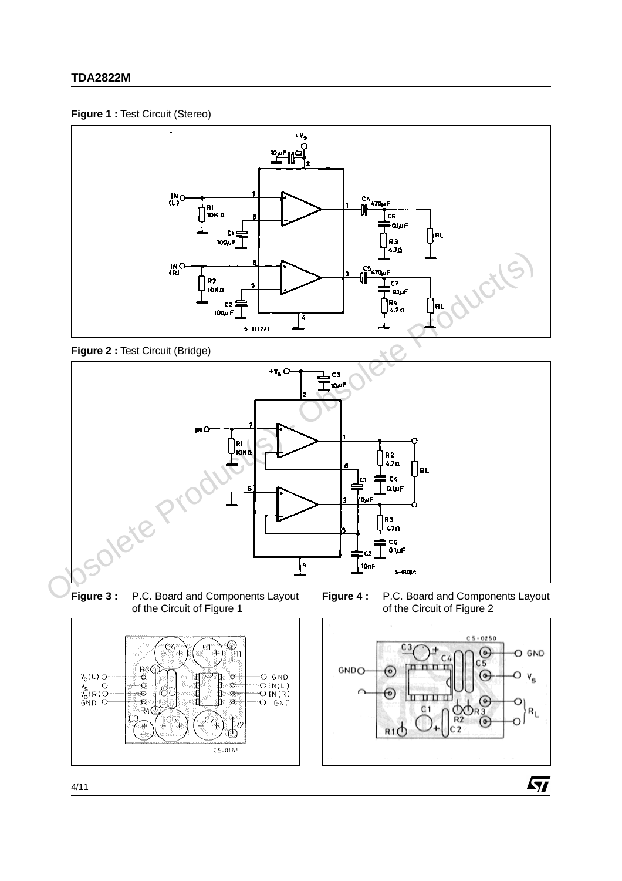**Figure 1 :** Test Circuit (Stereo)

**Figure 2 :** Test Circuit (Bridge)

**Figure 3 :** P.C. Board and Components Layout of the Circuit of Figure 1

**Figure 4 :** P.C. Board and Components Layout of the Circuit of Figure 2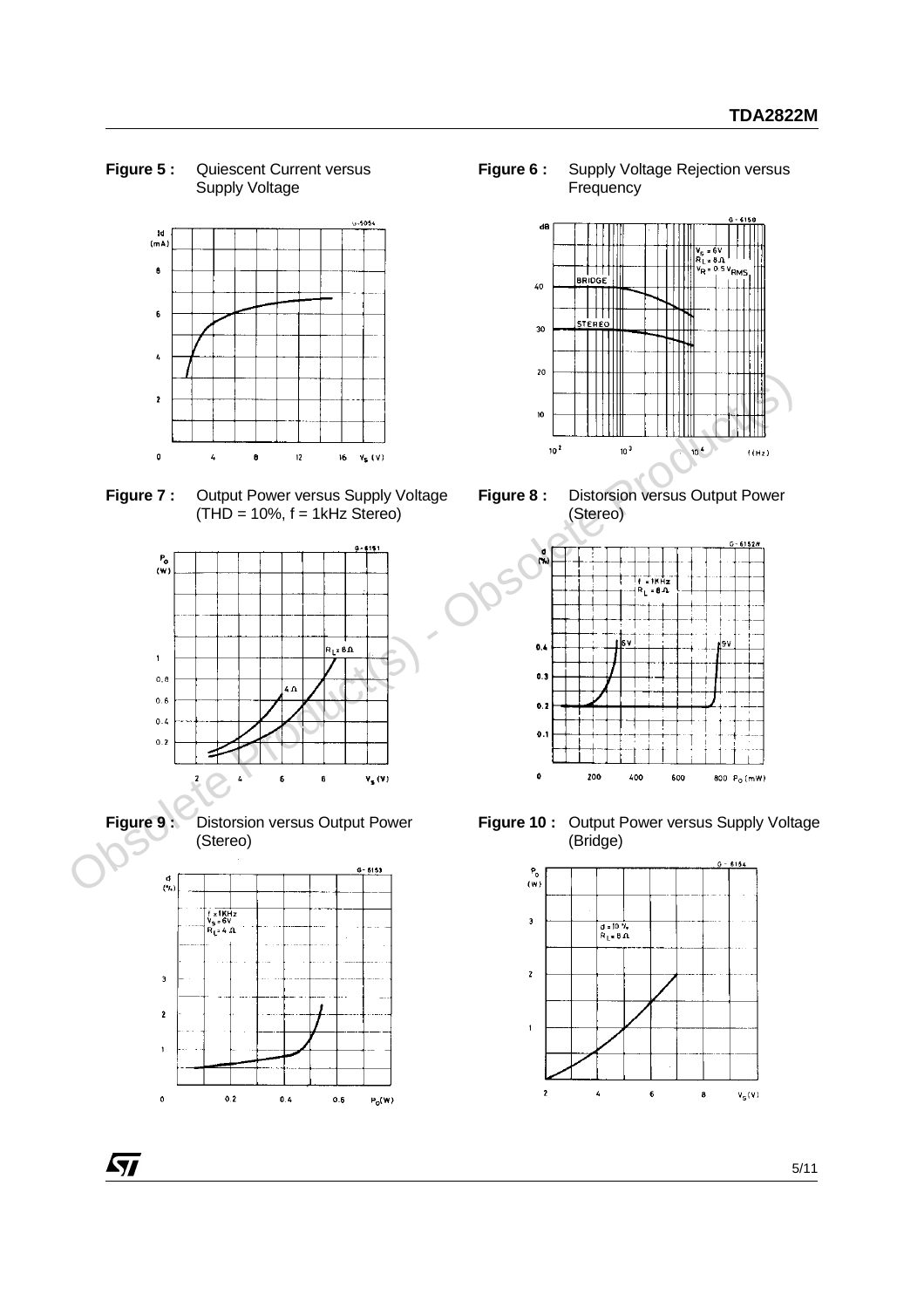**Figure 5 :** Quiescent Current versus Supply Voltage

**Figure 6 :** Supply Voltage Rejection versus Frequency

**Figure 7 :** Output Power versus Supply Voltage (THD = 10%, f = 1kHz Stereo)

**Figure 8 :** Distorsion versus Output Power (Stereo)

**Figure 9 :** Distorsion versus Output Power (Stereo)

**Figure 10 :** Output Power versus Supply Voltage (Bridge)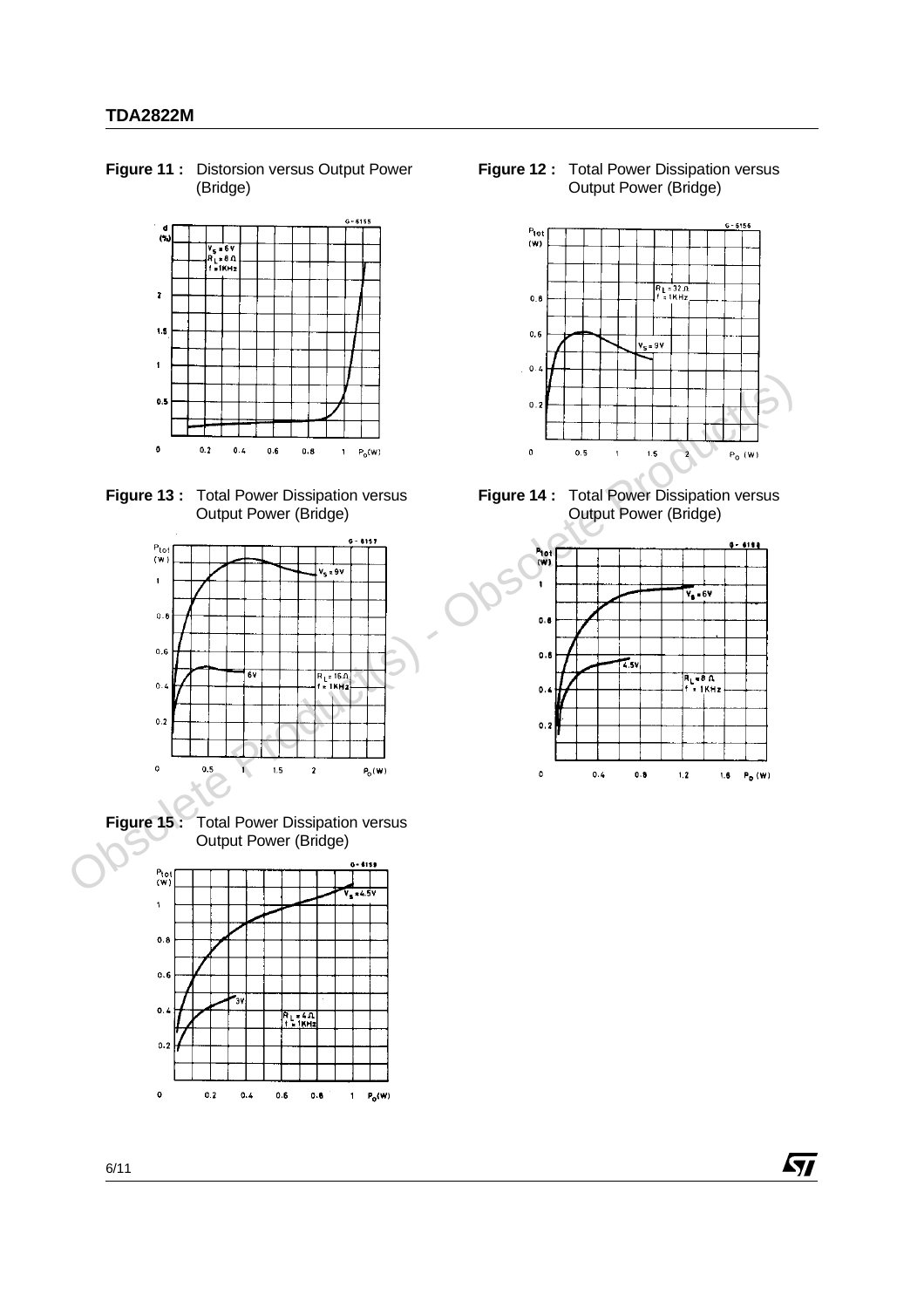**Figure 11 :** Distorsion versus Output Power (Bridge)

**Figure 12 :** Total Power Dissipation versus Output Power (Bridge)

**Figure 13 :** Total Power Dissipation versus Output Power (Bridge)

**Figure 14 :** Total Power Dissipation versus Output Power (Bridge)

**Figure 15 :** Total Power Dissipation versus Output Power (Bridge)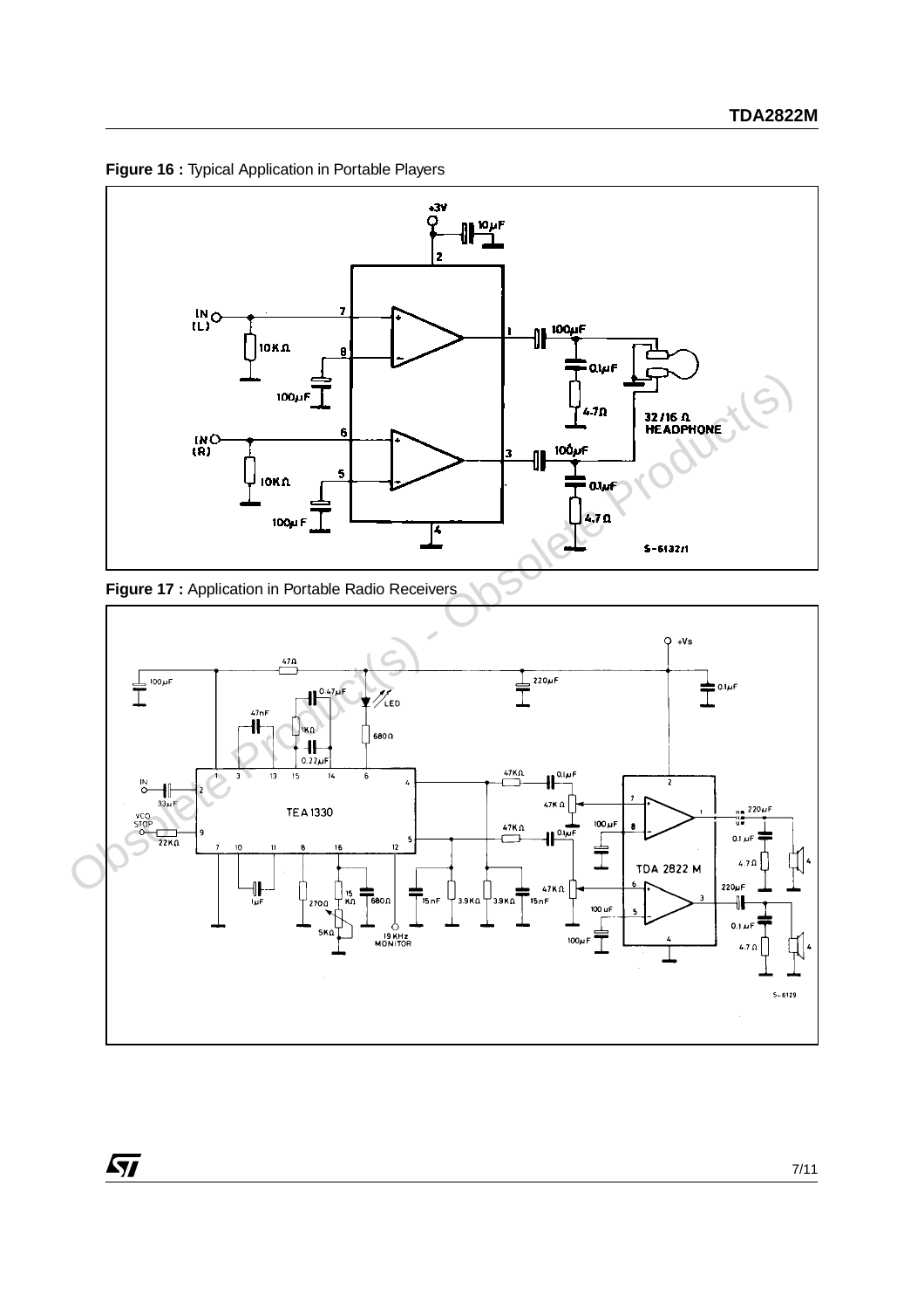**Figure 16 :** Typical Application in Portable Players

**Figure 17 :** Application in Portable Radio Receivers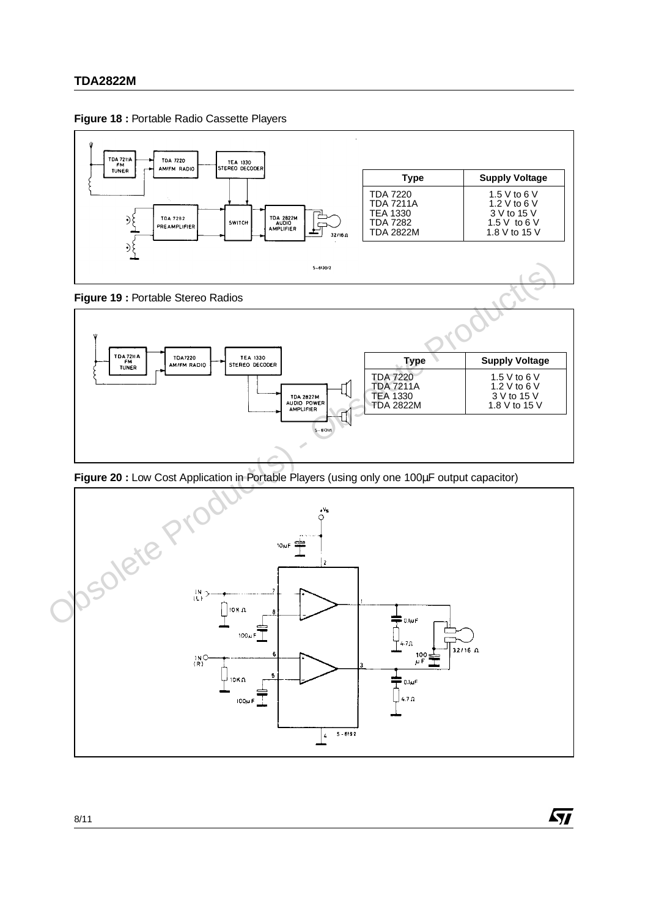**Figure 18 :** Portable Radio Cassette Players

| Type | Supply Voltage |
| --- | --- |
| TDA 7220 | 1.5 V to 6 V |
| TDA 7211A | 1.2 V to 6 V |
| TEA 1330 | 3 V to 15 V |
| TDA 7282 | 1.5 V to 6 V |
| TDA 2822M | 1.8 V to 15 V |

**Figure 19 :** Portable Stereo Radios

| Type | Supply Voltage |
| --- | --- |
| TDA 7220 | 1.5 V to 6 V |
| TDA 7211A | 1.2 V to 6 V |
| TEA 1330 | 3 V to 15 V |
| TDA 2822M | 1.8 V to 15 V |

**Figure 20 :** Low Cost Application in Portable Players (using only one 100µF output capacitor)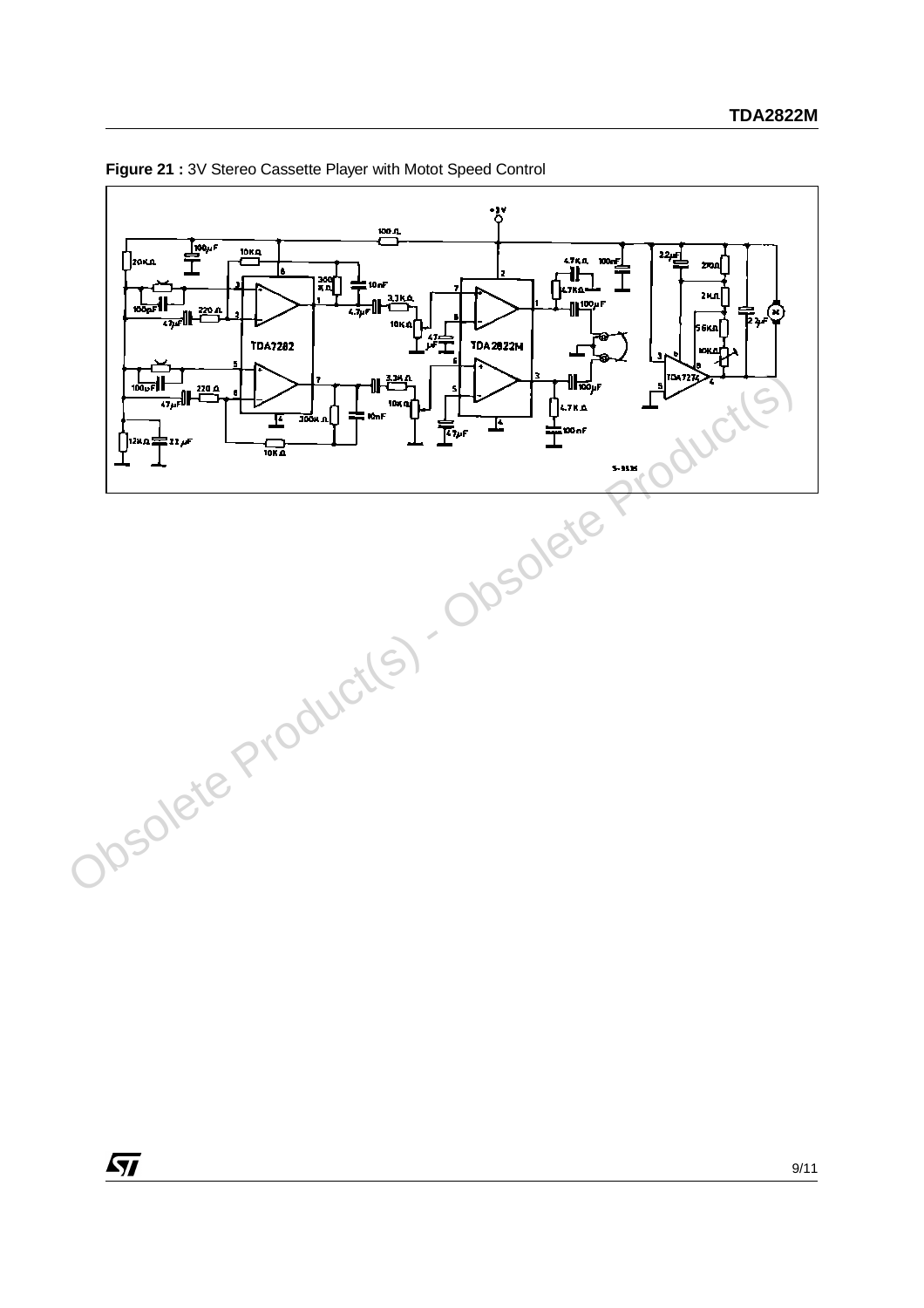**Figure 21 :** 3V Stereo Cassette Player with Motot Speed Control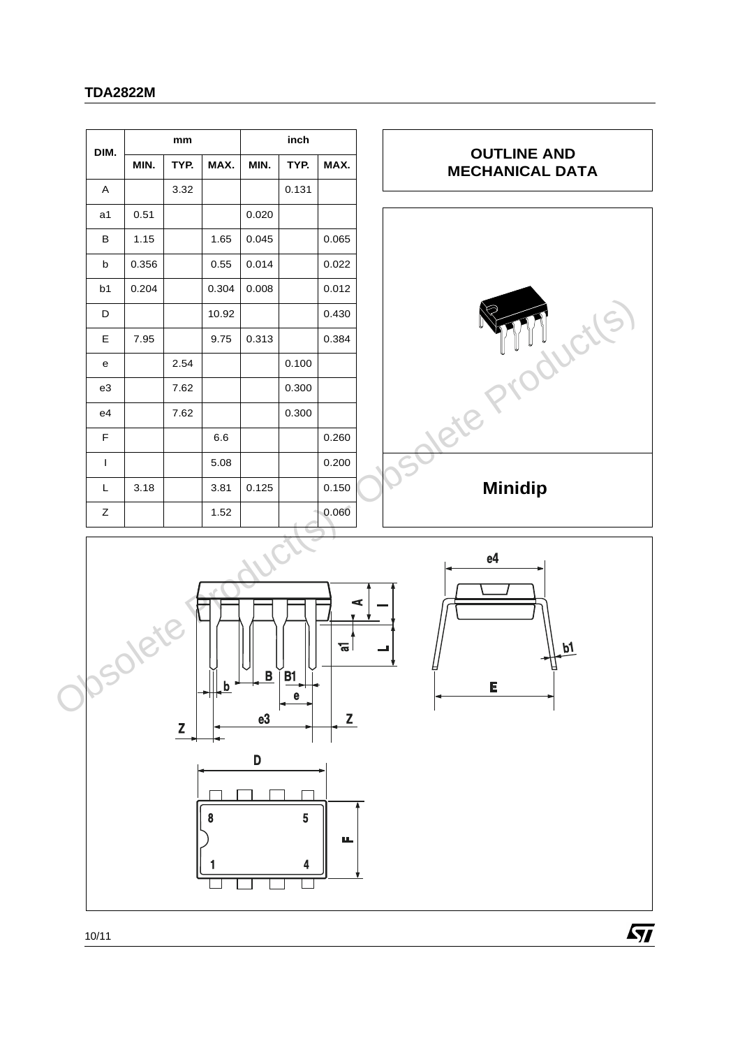# OUTLINE AND MECHANICAL DATA

| DIM. | mm | | | inch | | |
|---|---|---|---|---|---|---|
| | MIN. | TYP. | MAX. | MIN. | TYP. | MAX. |
| A | | 3.32 | | | 0.131 | |
| a1 | 0.51 | | | 0.020 | | |
| B | 1.15 | | 1.65 | 0.045 | | 0.065 |
| b | 0.356 | | 0.55 | 0.014 | | 0.022 |
| b1 | 0.204 | | 0.304 | 0.008 | | 0.012 |
| D | | | 10.92 | | | 0.430 |
| E | 7.95 | | 9.75 | 0.313 | | 0.384 |
| e | | 2.54 | | | 0.100 | |
| e3 | | 7.62 | | | 0.300 | |
| e4 | | 7.62 | | | 0.300 | |
| F | | | 6.6 | | | 0.260 |
| I | | | 5.08 | | | 0.200 |
| L | 3.18 | | 3.81 | 0.125 | | 0.150 |
| Z | | | 1.52 | | | 0.060 |

**Minidip**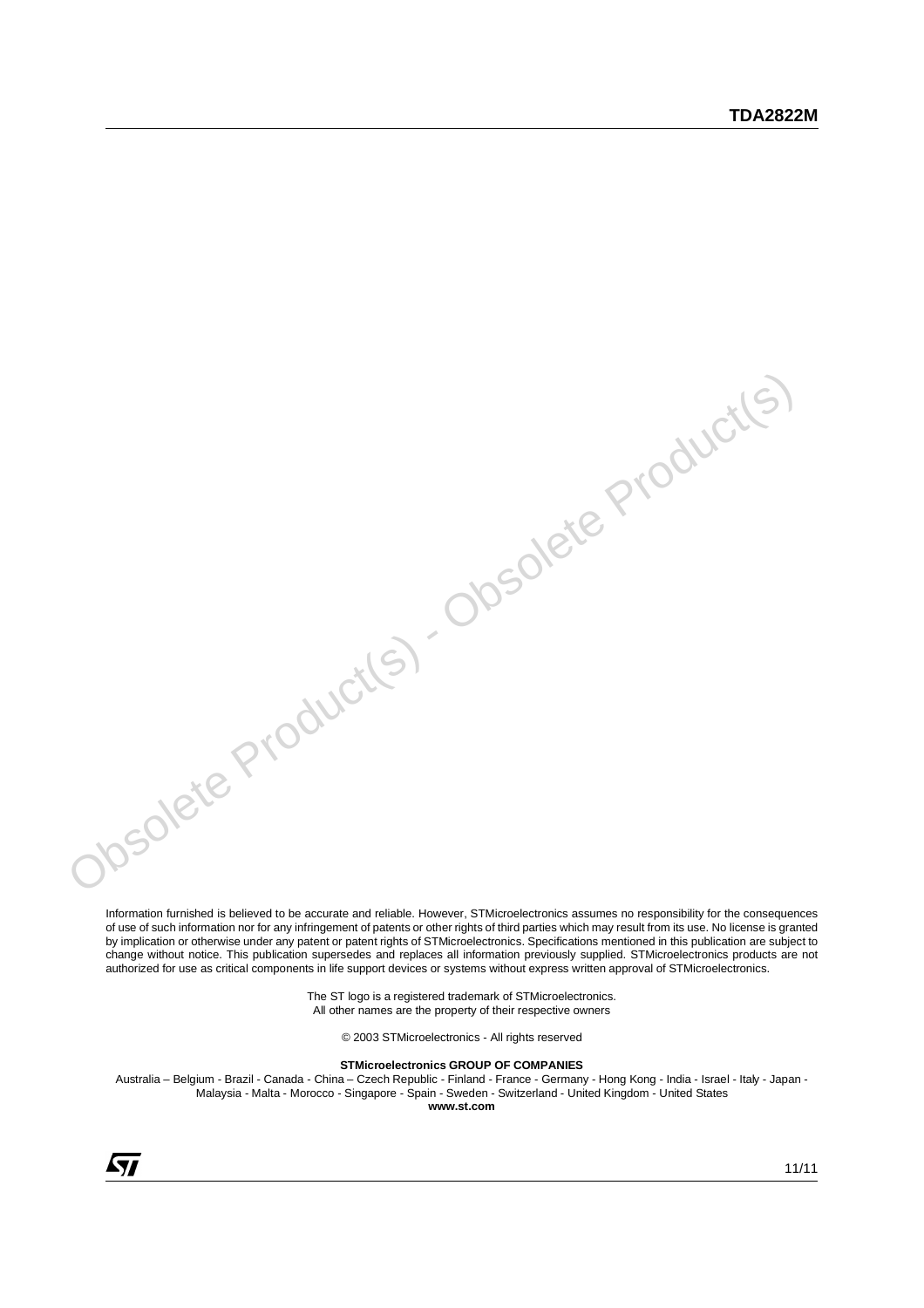Information furnished is believed to be accurate and reliable. However, STMicroelectronics assumes no responsibility for the consequences of use of such information nor for any infringement of patents or other rights of third parties which may result from its use. No license is granted by implication or otherwise under any patent or patent rights of STMicroelectronics. Specifications mentioned in this publication are subject to change without notice. This publication supersedes and replaces all information previously supplied. STMicroelectronics products are not authorized for use as critical components in life support devices or systems without express written approval of STMicroelectronics.

The ST logo is a registered trademark of STMicroelectronics.
All other names are the property of their respective owners

© 2003 STMicroelectronics - All rights reserved

**STMicroelectronics GROUP OF COMPANIES**

Australia – Belgium - Brazil - Canada - China – Czech Republic - Finland - France - Germany - Hong Kong - India - Israel - Italy - Japan - Malaysia - Malta - Morocco - Singapore - Spain - Sweden - Switzerland - United Kingdom - United States

**www.st.com**